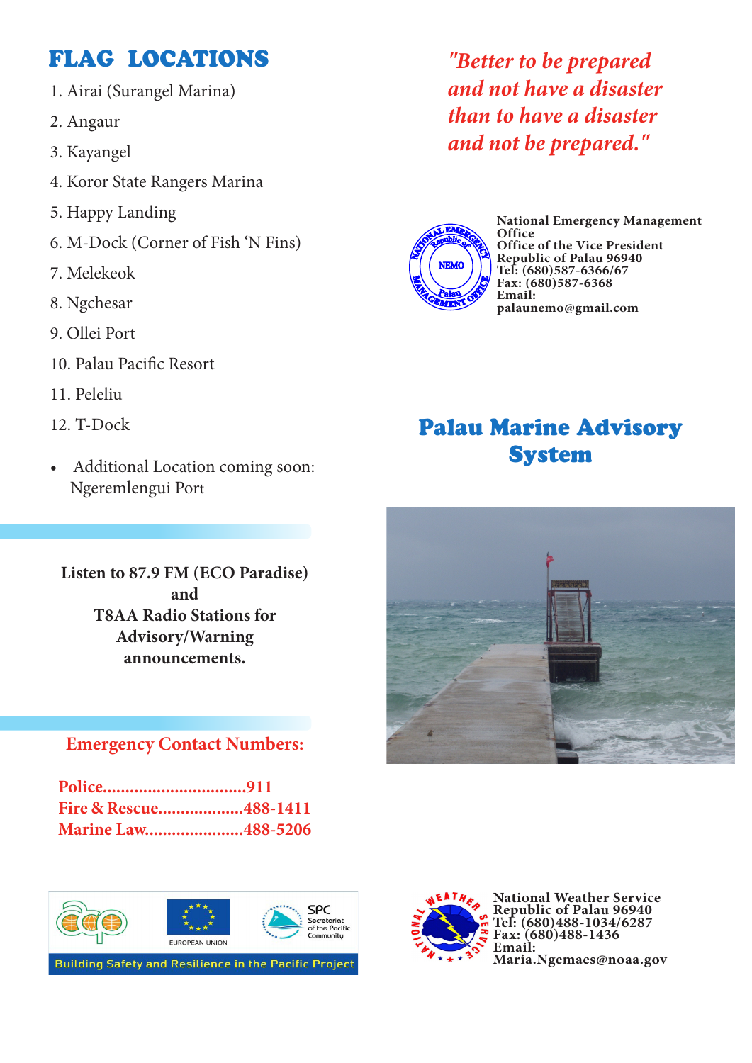## FLAG LOCATIONS

1. Airai (Surangel Marina)
2. Angaur
3. Kayangel
4. Koror State Rangers Marina
5. Happy Landing
6. M-Dock (Corner of Fish 'N Fins)
7. Melekeok
8. Ngchesar
9. Ollei Port
10. Palau Pacific Resort
11. Peleliu
12. T-Dock

- Additional Location coming soon: Ngeremlengui Port

**Listen to 87.9 FM (ECO Paradise) and T8AA Radio Stations for Advisory/Warning announcements.**

### Emergency Contact Numbers:

**Police................................911**
**Fire & Rescue...................488-1411**
**Marine Law......................488-5206**

Building Safety and Resilience in the Pacific Project

*"Better to be prepared and not have a disaster than to have a disaster and not be prepared."*

**National Emergency Management Office**
**Office of the Vice President**
**Republic of Palau 96940**
**Tel: (680)587-6366/67**
**Fax: (680)587-6368**
**Email: palaunemo@gmail.com**

# Palau Marine Advisory System

**National Weather Service**
**Republic of Palau 96940**
**Tel: (680)488-1034/6287**
**Fax: (680)488-1436**
**Email: Maria.Ngemaes@noaa.gov**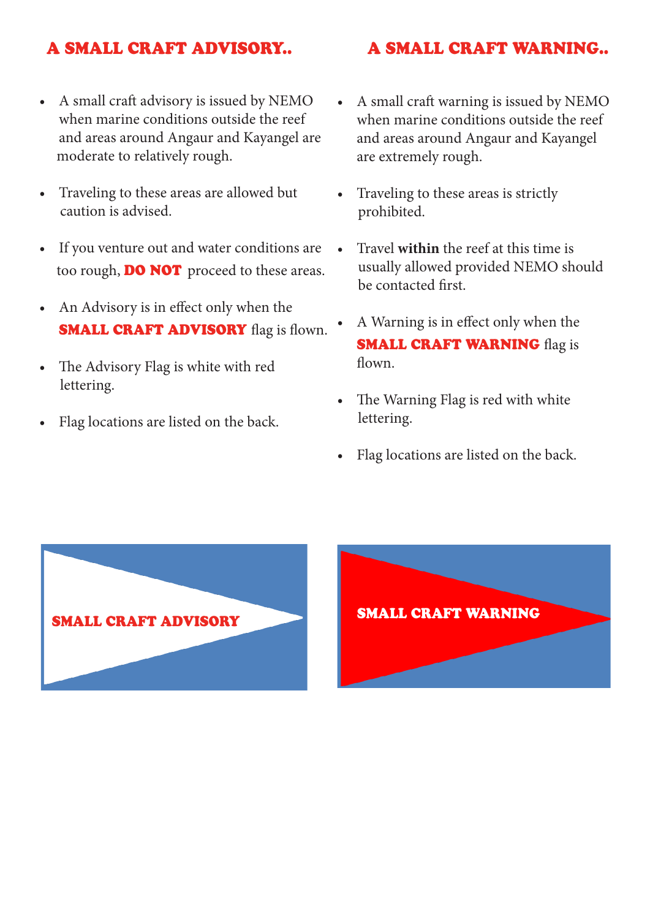## A SMALL CRAFT ADVISORY..

- A small craft advisory is issued by NEMO when marine conditions outside the reef and areas around Angaur and Kayangel are moderate to relatively rough.
- Traveling to these areas are allowed but caution is advised.
- If you venture out and water conditions are too rough, **DO NOT** proceed to these areas.
- An Advisory is in effect only when the **SMALL CRAFT ADVISORY** flag is flown.
- The Advisory Flag is white with red lettering.
- Flag locations are listed on the back.

## A SMALL CRAFT WARNING..

- A small craft warning is issued by NEMO when marine conditions outside the reef and areas around Angaur and Kayangel are extremely rough.
- Traveling to these areas is strictly prohibited.
- Travel **within** the reef at this time is usually allowed provided NEMO should be contacted first.
- A Warning is in effect only when the **SMALL CRAFT WARNING** flag is flown.
- The Warning Flag is red with white lettering.
- Flag locations are listed on the back.

SMALL CRAFT ADVISORY

SMALL CRAFT WARNING